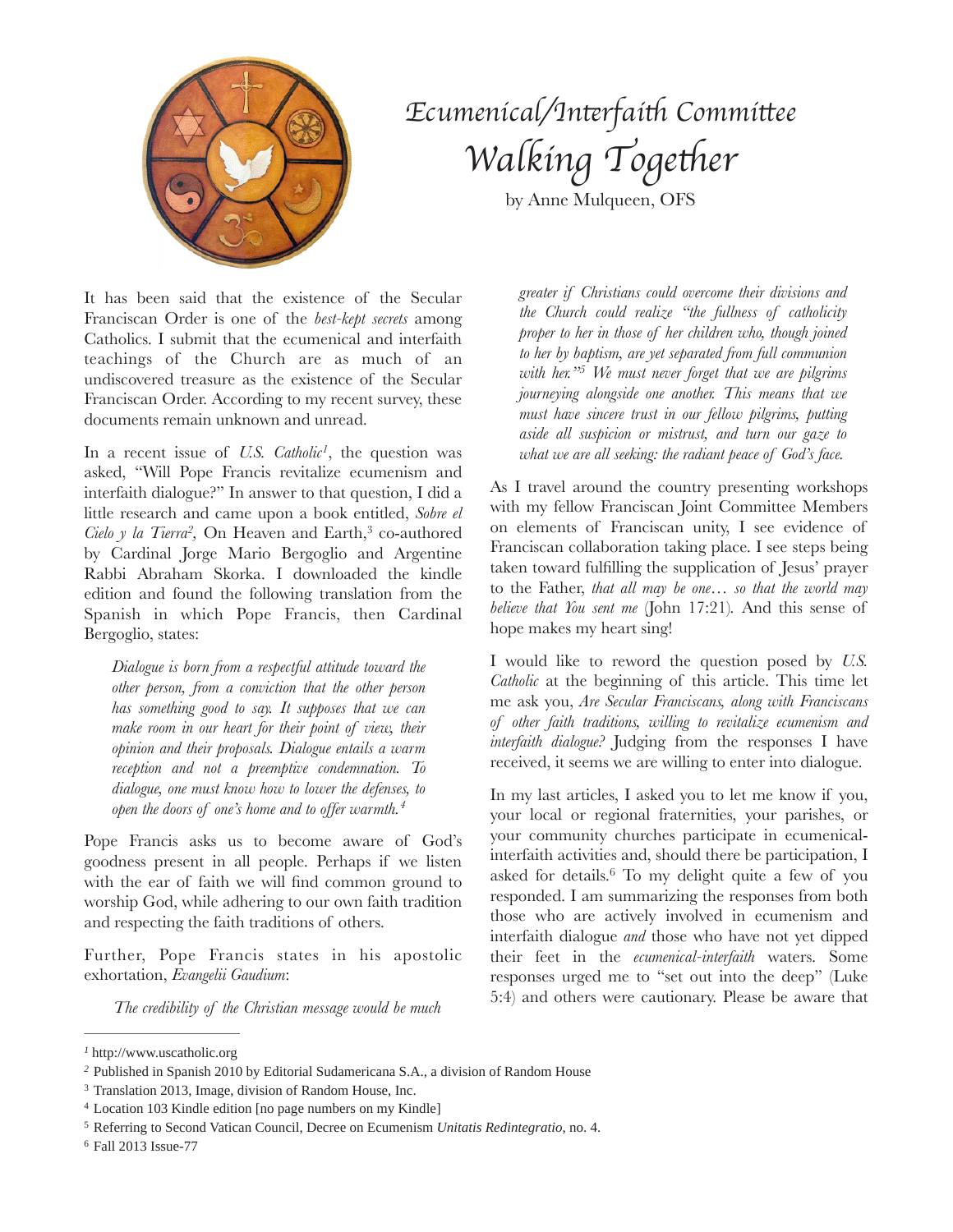# Ecumenical/Interfaith Committee

# Walking Together

by Anne Mulqueen, OFS

It has been said that the existence of the Secular Franciscan Order is one of the *best-kept secrets* among Catholics. I submit that the ecumenical and interfaith teachings of the Church are as much of an undiscovered treasure as the existence of the Secular Franciscan Order. According to my recent survey, these documents remain unknown and unread.

In a recent issue of *U.S. Catholic*[1], the question was asked, "Will Pope Francis revitalize ecumenism and interfaith dialogue?" In answer to that question, I did a little research and came upon a book entitled, *Sobre el Cielo y la Tierra*[2], On Heaven and Earth,[3] co-authored by Cardinal Jorge Mario Bergoglio and Argentine Rabbi Abraham Skorka. I downloaded the kindle edition and found the following translation from the Spanish in which Pope Francis, then Cardinal Bergoglio, states:

> *Dialogue is born from a respectful attitude toward the other person, from a conviction that the other person has something good to say. It supposes that we can make room in our heart for their point of view, their opinion and their proposals. Dialogue entails a warm reception and not a preemptive condemnation. To dialogue, one must know how to lower the defenses, to open the doors of one's home and to offer warmth.*[4]

Pope Francis asks us to become aware of God's goodness present in all people. Perhaps if we listen with the ear of faith we will find common ground to worship God, while adhering to our own faith tradition and respecting the faith traditions of others.

Further, Pope Francis states in his apostolic exhortation, *Evangelii Gaudium*:

> *The credibility of the Christian message would be much greater if Christians could overcome their divisions and the Church could realize "the fullness of catholicity proper to her in those of her children who, though joined to her by baptism, are yet separated from full communion with her."*[5] *We must never forget that we are pilgrims journeying alongside one another. This means that we must have sincere trust in our fellow pilgrims, putting aside all suspicion or mistrust, and turn our gaze to what we are all seeking: the radiant peace of God's face.*

As I travel around the country presenting workshops with my fellow Franciscan Joint Committee Members on elements of Franciscan unity, I see evidence of Franciscan collaboration taking place. I see steps being taken toward fulfilling the supplication of Jesus' prayer to the Father, *that all may be one… so that the world may believe that You sent me* (John 17:21). And this sense of hope makes my heart sing!

I would like to reword the question posed by *U.S. Catholic* at the beginning of this article. This time let me ask you, *Are Secular Franciscans, along with Franciscans of other faith traditions, willing to revitalize ecumenism and interfaith dialogue?* Judging from the responses I have received, it seems we are willing to enter into dialogue.

In my last articles, I asked you to let me know if you, your local or regional fraternities, your parishes, or your community churches participate in ecumenical-interfaith activities and, should there be participation, I asked for details.[6] To my delight quite a few of you responded. I am summarizing the responses from both those who are actively involved in ecumenism and interfaith dialogue *and* those who have not yet dipped their feet in the *ecumenical-interfaith* waters. Some responses urged me to "set out into the deep" (Luke 5:4) and others were cautionary. Please be aware that

---

[1] http://www.uscatholic.org

[2] Published in Spanish 2010 by Editorial Sudamericana S.A., a division of Random House

[3] Translation 2013, Image, division of Random House, Inc.

[4] Location 103 Kindle edition [no page numbers on my Kindle]

[5] Referring to Second Vatican Council, Decree on Ecumenism *Unitatis Redintegratio*, no. 4.

[6] Fall 2013 Issue-77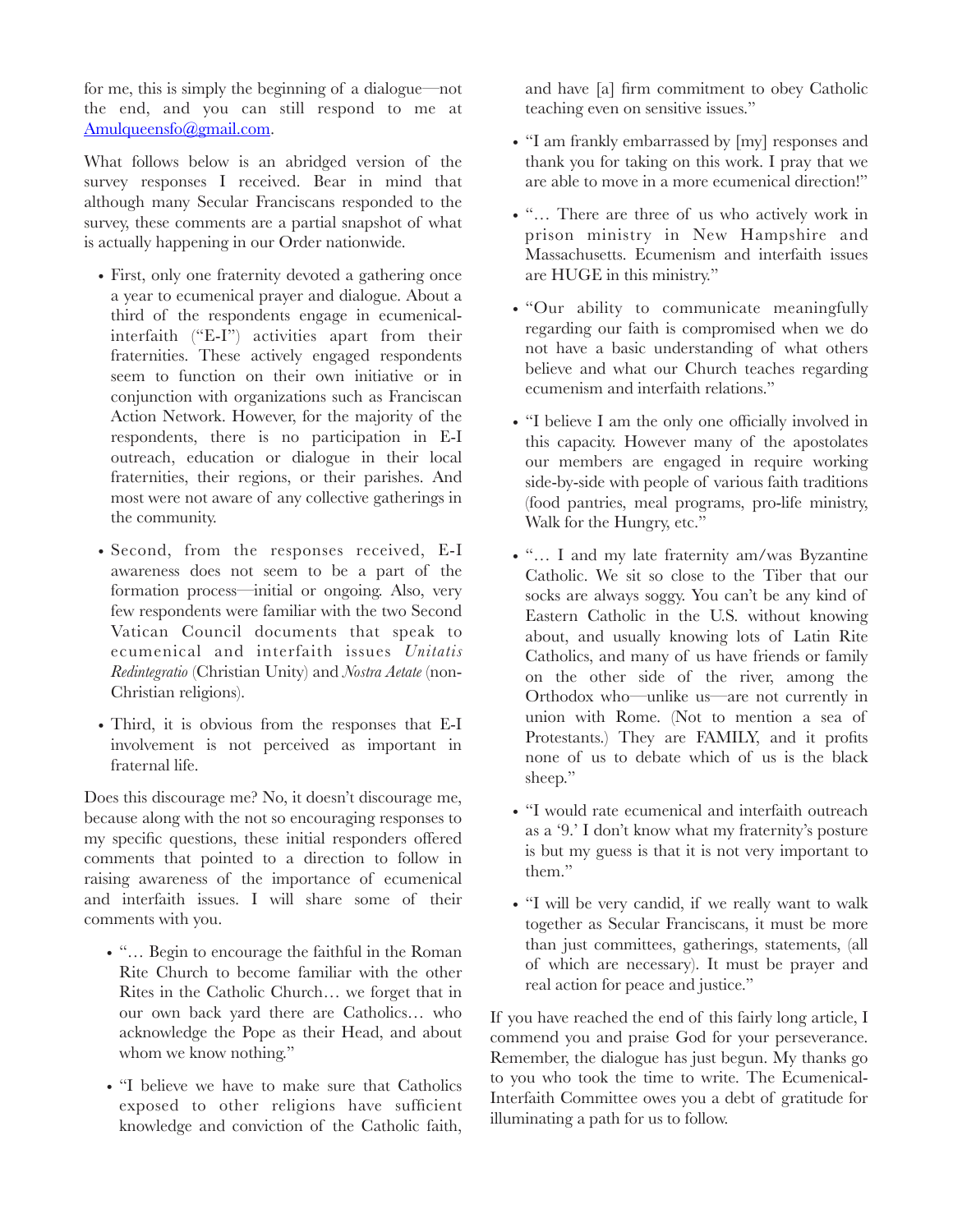for me, this is simply the beginning of a dialogue—not the end, and you can still respond to me at Amulqueensfo@gmail.com.

What follows below is an abridged version of the survey responses I received. Bear in mind that although many Secular Franciscans responded to the survey, these comments are a partial snapshot of what is actually happening in our Order nationwide.

- First, only one fraternity devoted a gathering once a year to ecumenical prayer and dialogue. About a third of the respondents engage in ecumenical-interfaith ("E-I") activities apart from their fraternities. These actively engaged respondents seem to function on their own initiative or in conjunction with organizations such as Franciscan Action Network. However, for the majority of the respondents, there is no participation in E-I outreach, education or dialogue in their local fraternities, their regions, or their parishes. And most were not aware of any collective gatherings in the community.
- Second, from the responses received, E-I awareness does not seem to be a part of the formation process—initial or ongoing. Also, very few respondents were familiar with the two Second Vatican Council documents that speak to ecumenical and interfaith issues *Unitatis Redintegratio* (Christian Unity) and *Nostra Aetate* (non-Christian religions).
- Third, it is obvious from the responses that E-I involvement is not perceived as important in fraternal life.

Does this discourage me? No, it doesn't discourage me, because along with the not so encouraging responses to my specific questions, these initial responders offered comments that pointed to a direction to follow in raising awareness of the importance of ecumenical and interfaith issues. I will share some of their comments with you.

- "… Begin to encourage the faithful in the Roman Rite Church to become familiar with the other Rites in the Catholic Church… we forget that in our own back yard there are Catholics… who acknowledge the Pope as their Head, and about whom we know nothing."
- "I believe we have to make sure that Catholics exposed to other religions have sufficient knowledge and conviction of the Catholic faith, and have [a] firm commitment to obey Catholic teaching even on sensitive issues."
- "I am frankly embarrassed by [my] responses and thank you for taking on this work. I pray that we are able to move in a more ecumenical direction!"
- "… There are three of us who actively work in prison ministry in New Hampshire and Massachusetts. Ecumenism and interfaith issues are HUGE in this ministry."
- "Our ability to communicate meaningfully regarding our faith is compromised when we do not have a basic understanding of what others believe and what our Church teaches regarding ecumenism and interfaith relations."
- "I believe I am the only one officially involved in this capacity. However many of the apostolates our members are engaged in require working side-by-side with people of various faith traditions (food pantries, meal programs, pro-life ministry, Walk for the Hungry, etc."
- "… I and my late fraternity am/was Byzantine Catholic. We sit so close to the Tiber that our socks are always soggy. You can't be any kind of Eastern Catholic in the U.S. without knowing about, and usually knowing lots of Latin Rite Catholics, and many of us have friends or family on the other side of the river, among the Orthodox who—unlike us—are not currently in union with Rome. (Not to mention a sea of Protestants.) They are FAMILY, and it profits none of us to debate which of us is the black sheep."
- "I would rate ecumenical and interfaith outreach as a '9.' I don't know what my fraternity's posture is but my guess is that it is not very important to them."
- "I will be very candid, if we really want to walk together as Secular Franciscans, it must be more than just committees, gatherings, statements, (all of which are necessary). It must be prayer and real action for peace and justice."

If you have reached the end of this fairly long article, I commend you and praise God for your perseverance. Remember, the dialogue has just begun. My thanks go to you who took the time to write. The Ecumenical-Interfaith Committee owes you a debt of gratitude for illuminating a path for us to follow.